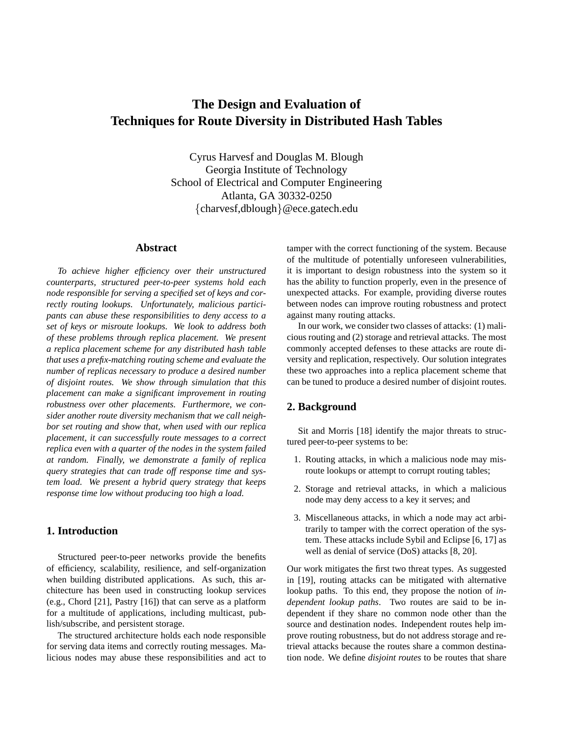# The Design and Evaluation of Techniques for Route Diversity in Distributed Hash Tables

Cyrus Harvesf and Douglas M. Blough
Georgia Institute of Technology
School of Electrical and Computer Engineering
Atlanta, GA 30332-0250
{charvesf,dblough}@ece.gatech.edu

## Abstract

*To achieve higher efficiency over their unstructured counterparts, structured peer-to-peer systems hold each node responsible for serving a specified set of keys and correctly routing lookups. Unfortunately, malicious participants can abuse these responsibilities to deny access to a set of keys or misroute lookups. We look to address both of these problems through replica placement. We present a replica placement scheme for any distributed hash table that uses a prefix-matching routing scheme and evaluate the number of replicas necessary to produce a desired number of disjoint routes. We show through simulation that this placement can make a significant improvement in routing robustness over other placements. Furthermore, we consider another route diversity mechanism that we call neighbor set routing and show that, when used with our replica placement, it can successfully route messages to a correct replica even with a quarter of the nodes in the system failed at random. Finally, we demonstrate a family of replica query strategies that can trade off response time and system load. We present a hybrid query strategy that keeps response time low without producing too high a load.*

## 1. Introduction

Structured peer-to-peer networks provide the benefits of efficiency, scalability, resilience, and self-organization when building distributed applications. As such, this architecture has been used in constructing lookup services (e.g., Chord [21], Pastry [16]) that can serve as a platform for a multitude of applications, including multicast, publish/subscribe, and persistent storage.

The structured architecture holds each node responsible for serving data items and correctly routing messages. Malicious nodes may abuse these responsibilities and act to tamper with the correct functioning of the system. Because of the multitude of potentially unforeseen vulnerabilities, it is important to design robustness into the system so it has the ability to function properly, even in the presence of unexpected attacks. For example, providing diverse routes between nodes can improve routing robustness and protect against many routing attacks.

In our work, we consider two classes of attacks: (1) malicious routing and (2) storage and retrieval attacks. The most commonly accepted defenses to these attacks are route diversity and replication, respectively. Our solution integrates these two approaches into a replica placement scheme that can be tuned to produce a desired number of disjoint routes.

## 2. Background

Sit and Morris [18] identify the major threats to structured peer-to-peer systems to be:

1. Routing attacks, in which a malicious node may misroute lookups or attempt to corrupt routing tables;
2. Storage and retrieval attacks, in which a malicious node may deny access to a key it serves; and
3. Miscellaneous attacks, in which a node may act arbitrarily to tamper with the correct operation of the system. These attacks include Sybil and Eclipse [6, 17] as well as denial of service (DoS) attacks [8, 20].

Our work mitigates the first two threat types. As suggested in [19], routing attacks can be mitigated with alternative lookup paths. To this end, they propose the notion of *independent lookup paths*. Two routes are said to be independent if they share no common node other than the source and destination nodes. Independent routes help improve routing robustness, but do not address storage and retrieval attacks because the routes share a common destination node. We define *disjoint routes* to be routes that share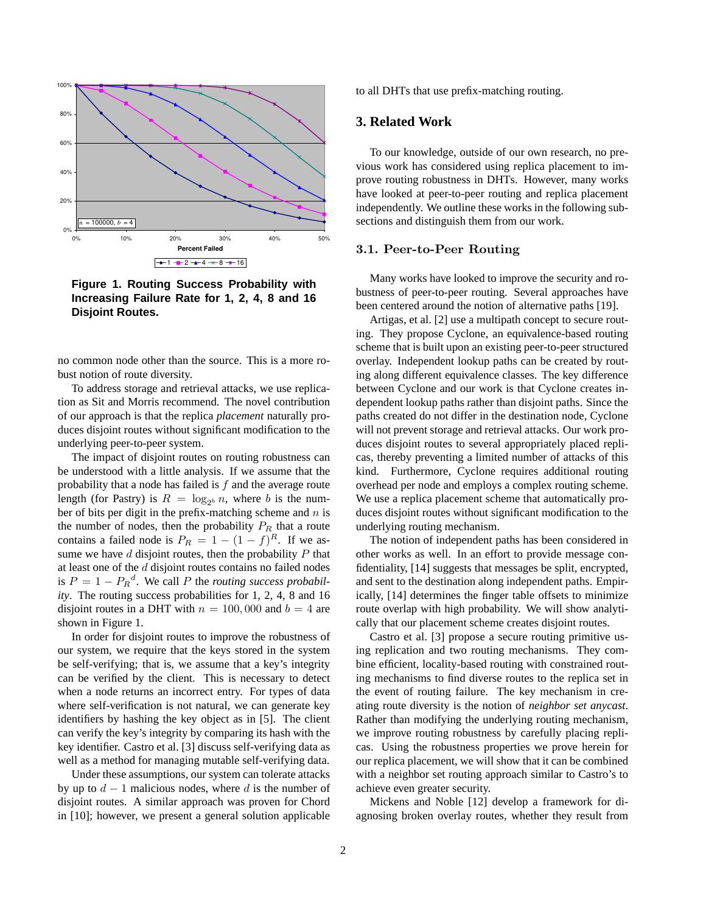Figure 1. Routing Success Probability with Increasing Failure Rate for 1, 2, 4, 8 and 16 Disjoint Routes.

no common node other than the source. This is a more robust notion of route diversity.

To address storage and retrieval attacks, we use replication as Sit and Morris recommend. The novel contribution of our approach is that the replica *placement* naturally produces disjoint routes without significant modification to the underlying peer-to-peer system.

The impact of disjoint routes on routing robustness can be understood with a little analysis. If we assume that the probability that a node has failed is $f$ and the average route length (for Pastry) is $R = \log_{2^b} n$, where $b$ is the number of bits per digit in the prefix-matching scheme and $n$ is the number of nodes, then the probability $P_R$ that a route contains a failed node is $P_R = 1 - (1 - f)^R$. If we assume we have $d$ disjoint routes, then the probability $P$ that at least one of the $d$ disjoint routes contains no failed nodes is $P = 1 - {P_R}^d$. We call $P$ the *routing success probability*. The routing success probabilities for 1, 2, 4, 8 and 16 disjoint routes in a DHT with $n = 100,000$ and $b = 4$ are shown in Figure 1.

In order for disjoint routes to improve the robustness of our system, we require that the keys stored in the system be self-verifying; that is, we assume that a key's integrity can be verified by the client. This is necessary to detect when a node returns an incorrect entry. For types of data where self-verification is not natural, we can generate key identifiers by hashing the key object as in [5]. The client can verify the key's integrity by comparing its hash with the key identifier. Castro et al. [3] discuss self-verifying data as well as a method for managing mutable self-verifying data.

Under these assumptions, our system can tolerate attacks by up to $d - 1$ malicious nodes, where $d$ is the number of disjoint routes. A similar approach was proven for Chord in [10]; however, we present a general solution applicable to all DHTs that use prefix-matching routing.

## 3. Related Work

To our knowledge, outside of our own research, no previous work has considered using replica placement to improve routing robustness in DHTs. However, many works have looked at peer-to-peer routing and replica placement independently. We outline these works in the following subsections and distinguish them from our work.

### 3.1. Peer-to-Peer Routing

Many works have looked to improve the security and robustness of peer-to-peer routing. Several approaches have been centered around the notion of alternative paths [19].

Artigas, et al. [2] use a multipath concept to secure routing. They propose Cyclone, an equivalence-based routing scheme that is built upon an existing peer-to-peer structured overlay. Independent lookup paths can be created by routing along different equivalence classes. The key difference between Cyclone and our work is that Cyclone creates independent lookup paths rather than disjoint paths. Since the paths created do not differ in the destination node, Cyclone will not prevent storage and retrieval attacks. Our work produces disjoint routes to several appropriately placed replicas, thereby preventing a limited number of attacks of this kind. Furthermore, Cyclone requires additional routing overhead per node and employs a complex routing scheme. We use a replica placement scheme that automatically produces disjoint routes without significant modification to the underlying routing mechanism.

The notion of independent paths has been considered in other works as well. In an effort to provide message confidentiality, [14] suggests that messages be split, encrypted, and sent to the destination along independent paths. Empirically, [14] determines the finger table offsets to minimize route overlap with high probability. We will show analytically that our placement scheme creates disjoint routes.

Castro et al. [3] propose a secure routing primitive using replication and two routing mechanisms. They combine efficient, locality-based routing with constrained routing mechanisms to find diverse routes to the replica set in the event of routing failure. The key mechanism in creating route diversity is the notion of *neighbor set anycast*. Rather than modifying the underlying routing mechanism, we improve routing robustness by carefully placing replicas. Using the robustness properties we prove herein for our replica placement, we will show that it can be combined with a neighbor set routing approach similar to Castro's to achieve even greater security.

Mickens and Noble [12] develop a framework for diagnosing broken overlay routes, whether they result from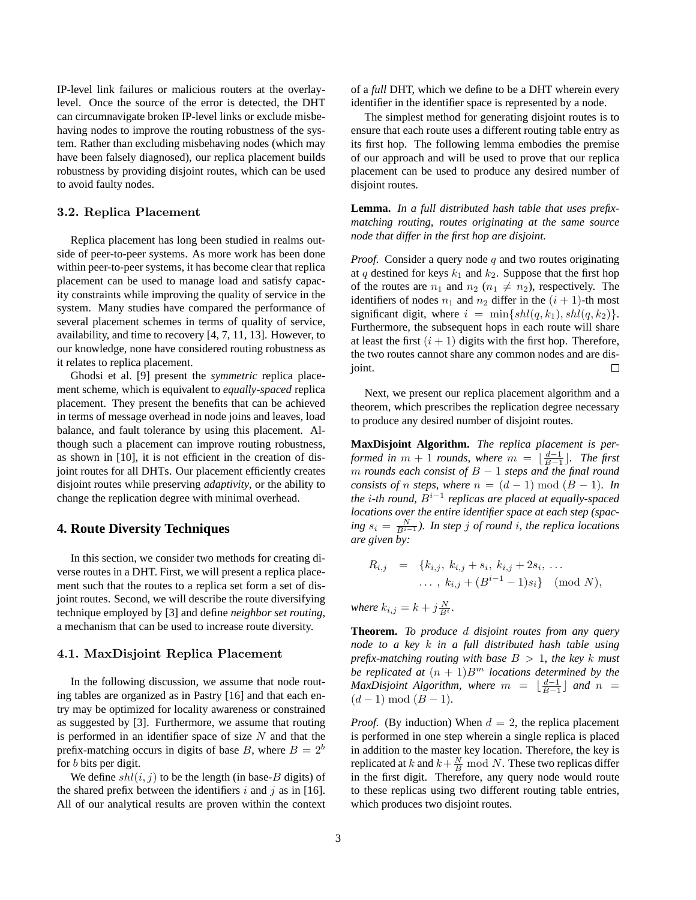IP-level link failures or malicious routers at the overlay-level. Once the source of the error is detected, the DHT can circumnavigate broken IP-level links or exclude misbehaving nodes to improve the routing robustness of the system. Rather than excluding misbehaving nodes (which may have been falsely diagnosed), our replica placement builds robustness by providing disjoint routes, which can be used to avoid faulty nodes.

### 3.2. Replica Placement

Replica placement has long been studied in realms outside of peer-to-peer systems. As more work has been done within peer-to-peer systems, it has become clear that replica placement can be used to manage load and satisfy capacity constraints while improving the quality of service in the system. Many studies have compared the performance of several placement schemes in terms of quality of service, availability, and time to recovery [4, 7, 11, 13]. However, to our knowledge, none have considered routing robustness as it relates to replica placement.

Ghodsi et al. [9] present the *symmetric* replica placement scheme, which is equivalent to *equally-spaced* replica placement. They present the benefits that can be achieved in terms of message overhead in node joins and leaves, load balance, and fault tolerance by using this placement. Although such a placement can improve routing robustness, as shown in [10], it is not efficient in the creation of disjoint routes for all DHTs. Our placement efficiently creates disjoint routes while preserving *adaptivity*, or the ability to change the replication degree with minimal overhead.

## 4. Route Diversity Techniques

In this section, we consider two methods for creating diverse routes in a DHT. First, we will present a replica placement such that the routes to a replica set form a set of disjoint routes. Second, we will describe the route diversifying technique employed by [3] and define *neighbor set routing*, a mechanism that can be used to increase route diversity.

### 4.1. MaxDisjoint Replica Placement

In the following discussion, we assume that node routing tables are organized as in Pastry [16] and that each entry may be optimized for locality awareness or constrained as suggested by [3]. Furthermore, we assume that routing is performed in an identifier space of size $N$ and that the prefix-matching occurs in digits of base $B$, where $B = 2^b$ for $b$ bits per digit.

We define $shl(i, j)$ to be the length (in base-$B$ digits) of the shared prefix between the identifiers $i$ and $j$ as in [16]. All of our analytical results are proven within the context of a *full* DHT, which we define to be a DHT wherein every identifier in the identifier space is represented by a node.

The simplest method for generating disjoint routes is to ensure that each route uses a different routing table entry as its first hop. The following lemma embodies the premise of our approach and will be used to prove that our replica placement can be used to produce any desired number of disjoint routes.

**Lemma.** *In a full distributed hash table that uses prefix-matching routing, routes originating at the same source node that differ in the first hop are disjoint.*

*Proof.* Consider a query node $q$ and two routes originating at $q$ destined for keys $k_1$ and $k_2$. Suppose that the first hop of the routes are $n_1$ and $n_2$ ($n_1 \neq n_2$), respectively. The identifiers of nodes $n_1$ and $n_2$ differ in the $(i+1)$-th most significant digit, where $i = \min\{shl(q, k_1), shl(q, k_2)\}$. Furthermore, the subsequent hops in each route will share at least the first $(i+1)$ digits with the first hop. Therefore, the two routes cannot share any common nodes and are disjoint. □

Next, we present our replica placement algorithm and a theorem, which prescribes the replication degree necessary to produce any desired number of disjoint routes.

**MaxDisjoint Algorithm.** *The replica placement is performed in $m+1$ rounds, where $m = \lfloor \frac{d-1}{B-1} \rfloor$. The first $m$ rounds each consist of $B-1$ steps and the final round consists of $n$ steps, where $n = (d-1) \bmod (B-1)$. In the $i$-th round, $B^{i-1}$ replicas are placed at equally-spaced locations over the entire identifier space at each step (spacing $s_i = \frac{N}{B^{i-1}}$). In step $j$ of round $i$, the replica locations are given by:*

$$
\begin{aligned}
R_{i,j} &= \{k_{i,j},\ k_{i,j} + s_i,\ k_{i,j} + 2s_i,\ \ldots \\
&\quad \ldots,\ k_{i,j} + (B^{i-1} - 1)s_i\} \pmod N,
\end{aligned}
$$

*where $k_{i,j} = k + j\frac{N}{B^i}$.*

**Theorem.** *To produce $d$ disjoint routes from any query node to a key $k$ in a full distributed hash table using prefix-matching routing with base $B > 1$, the key $k$ must be replicated at $(n+1)B^m$ locations determined by the MaxDisjoint Algorithm, where $m = \lfloor \frac{d-1}{B-1} \rfloor$ and $n = (d-1) \bmod (B-1)$.*

*Proof.* (By induction) When $d = 2$, the replica placement is performed in one step wherein a single replica is placed in addition to the master key location. Therefore, the key is replicated at $k$ and $k + \frac{N}{B} \bmod N$. These two replicas differ in the first digit. Therefore, any query node would route to these replicas using two different routing table entries, which produces two disjoint routes.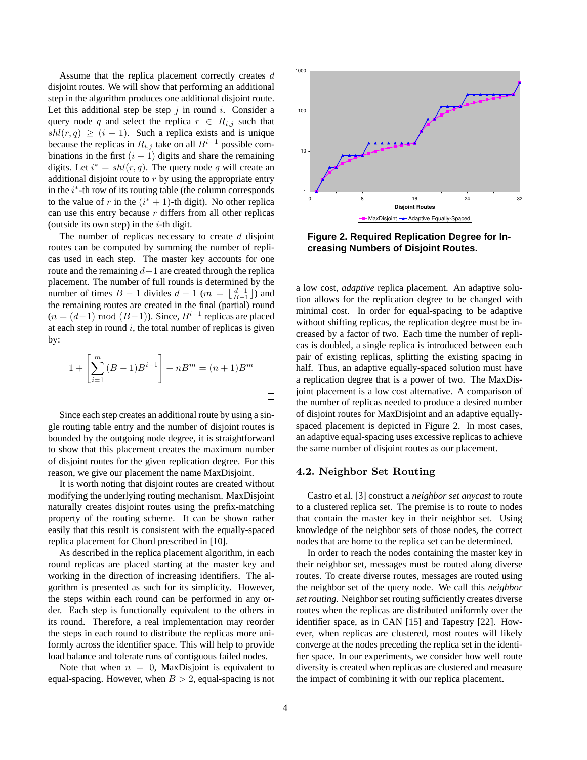Assume that the replica placement correctly creates $d$ disjoint routes. We will show that performing an additional step in the algorithm produces one additional disjoint route. Let this additional step be step $j$ in round $i$. Consider a query node $q$ and select the replica $r \in R_{i,j}$ such that $shl(r, q) \geq (i - 1)$. Such a replica exists and is unique because the replicas in $R_{i,j}$ take on all $B^{i-1}$ possible combinations in the first $(i - 1)$ digits and share the remaining digits. Let $i^* = shl(r, q)$. The query node $q$ will create an additional disjoint route to $r$ by using the appropriate entry in the $i^*$-th row of its routing table (the column corresponds to the value of $r$ in the $(i^* + 1)$-th digit). No other replica can use this entry because $r$ differs from all other replicas (outside its own step) in the $i$-th digit.

The number of replicas necessary to create $d$ disjoint routes can be computed by summing the number of replicas used in each step. The master key accounts for one route and the remaining $d-1$ are created through the replica placement. The number of full rounds is determined by the number of times $B - 1$ divides $d - 1$ ($m = \lfloor \frac{d-1}{B-1} \rfloor$) and the remaining routes are created in the final (partial) round ($n = (d-1) \bmod (B-1)$). Since, $B^{i-1}$ replicas are placed at each step in round $i$, the total number of replicas is given by:

$$1 + \left[ \sum_{i=1}^{m} (B-1)B^{i-1} \right] + nB^m = (n+1)B^m$$

□

Since each step creates an additional route by using a single routing table entry and the number of disjoint routes is bounded by the outgoing node degree, it is straightforward to show that this placement creates the maximum number of disjoint routes for the given replication degree. For this reason, we give our placement the name MaxDisjoint.

It is worth noting that disjoint routes are created without modifying the underlying routing mechanism. MaxDisjoint naturally creates disjoint routes using the prefix-matching property of the routing scheme. It can be shown rather easily that this result is consistent with the equally-spaced replica placement for Chord prescribed in [10].

As described in the replica placement algorithm, in each round replicas are placed starting at the master key and working in the direction of increasing identifiers. The algorithm is presented as such for its simplicity. However, the steps within each round can be performed in any order. Each step is functionally equivalent to the others in its round. Therefore, a real implementation may reorder the steps in each round to distribute the replicas more uniformly across the identifier space. This will help to provide load balance and tolerate runs of contiguous failed nodes.

Note that when $n = 0$, MaxDisjoint is equivalent to equal-spacing. However, when $B > 2$, equal-spacing is not a low cost, *adaptive* replica placement. An adaptive solution allows for the replication degree to be changed with minimal cost. In order for equal-spacing to be adaptive without shifting replicas, the replication degree must be increased by a factor of two. Each time the number of replicas is doubled, a single replica is introduced between each pair of existing replicas, splitting the existing spacing in half. Thus, an adaptive equally-spaced solution must have a replication degree that is a power of two. The MaxDisjoint placement is a low cost alternative. A comparison of the number of replicas needed to produce a desired number of disjoint routes for MaxDisjoint and an adaptive equally-spaced placement is depicted in Figure 2. In most cases, an adaptive equal-spacing uses excessive replicas to achieve the same number of disjoint routes as our placement.

**Figure 2. Required Replication Degree for Increasing Numbers of Disjoint Routes.**

### 4.2. Neighbor Set Routing

Castro et al. [3] construct a *neighbor set anycast* to route to a clustered replica set. The premise is to route to nodes that contain the master key in their neighbor set. Using knowledge of the neighbor sets of those nodes, the correct nodes that are home to the replica set can be determined.

In order to reach the nodes containing the master key in their neighbor set, messages must be routed along diverse routes. To create diverse routes, messages are routed using the neighbor set of the query node. We call this *neighbor set routing*. Neighbor set routing sufficiently creates diverse routes when the replicas are distributed uniformly over the identifier space, as in CAN [15] and Tapestry [22]. However, when replicas are clustered, most routes will likely converge at the nodes preceding the replica set in the identifier space. In our experiments, we consider how well route diversity is created when replicas are clustered and measure the impact of combining it with our replica placement.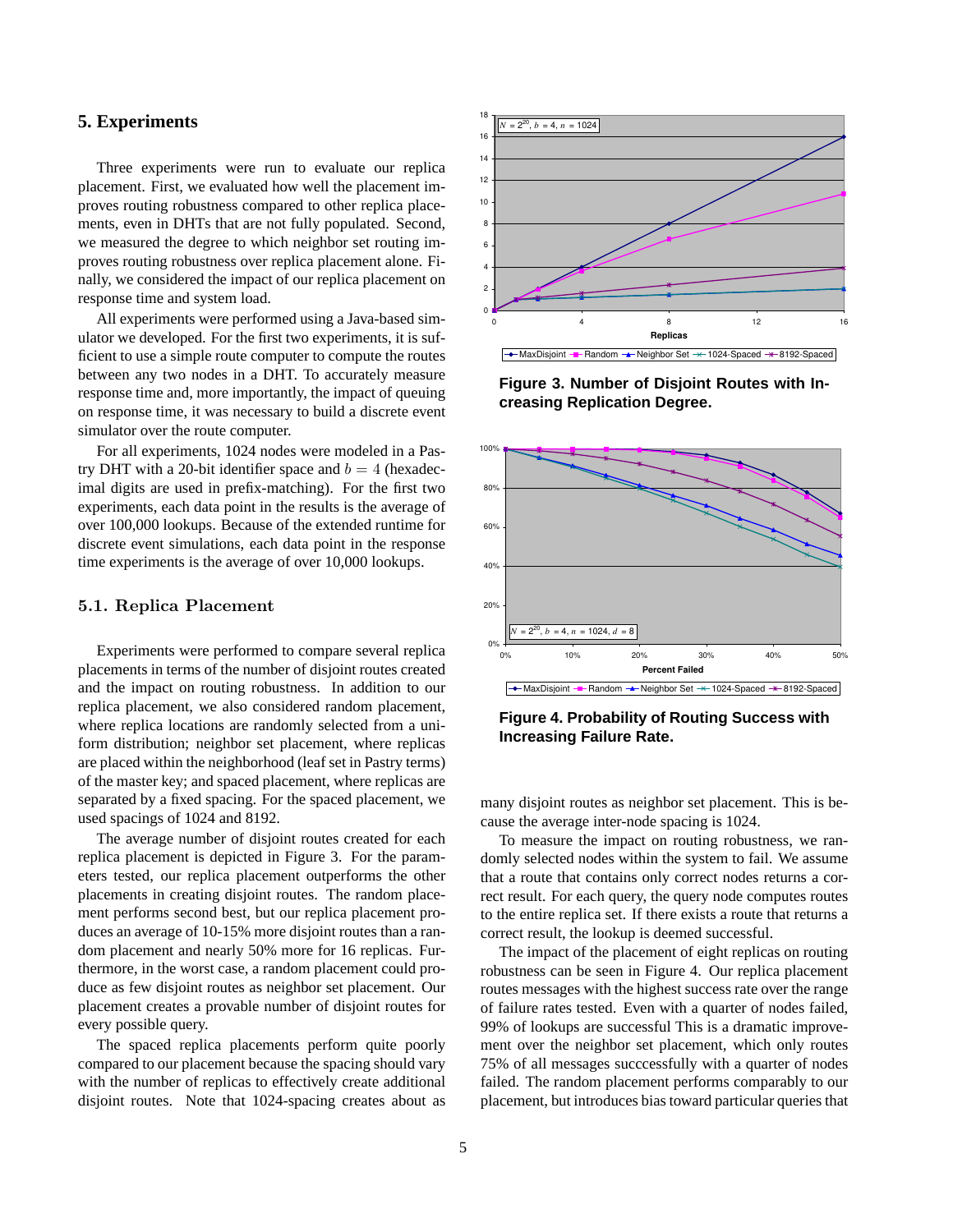## 5. Experiments

Three experiments were run to evaluate our replica placement. First, we evaluated how well the placement improves routing robustness compared to other replica placements, even in DHTs that are not fully populated. Second, we measured the degree to which neighbor set routing improves routing robustness over replica placement alone. Finally, we considered the impact of our replica placement on response time and system load.

All experiments were performed using a Java-based simulator we developed. For the first two experiments, it is sufficient to use a simple route computer to compute the routes between any two nodes in a DHT. To accurately measure response time and, more importantly, the impact of queuing on response time, it was necessary to build a discrete event simulator over the route computer.

For all experiments, 1024 nodes were modeled in a Pastry DHT with a 20-bit identifier space and $b = 4$ (hexadecimal digits are used in prefix-matching). For the first two experiments, each data point in the results is the average of over 100,000 lookups. Because of the extended runtime for discrete event simulations, each data point in the response time experiments is the average of over 10,000 lookups.

### 5.1. Replica Placement

Experiments were performed to compare several replica placements in terms of the number of disjoint routes created and the impact on routing robustness. In addition to our replica placement, we also considered random placement, where replica locations are randomly selected from a uniform distribution; neighbor set placement, where replicas are placed within the neighborhood (leaf set in Pastry terms) of the master key; and spaced placement, where replicas are separated by a fixed spacing. For the spaced placement, we used spacings of 1024 and 8192.

The average number of disjoint routes created for each replica placement is depicted in Figure 3. For the parameters tested, our replica placement outperforms the other placements in creating disjoint routes. The random placement performs second best, but our replica placement produces an average of 10-15% more disjoint routes than a random placement and nearly 50% more for 16 replicas. Furthermore, in the worst case, a random placement could produce as few disjoint routes as neighbor set placement. Our placement creates a provable number of disjoint routes for every possible query.

The spaced replica placements perform quite poorly compared to our placement because the spacing should vary with the number of replicas to effectively create additional disjoint routes. Note that 1024-spacing creates about as many disjoint routes as neighbor set placement. This is because the average inter-node spacing is 1024.

**Figure 3. Number of Disjoint Routes with Increasing Replication Degree.**

**Figure 4. Probability of Routing Success with Increasing Failure Rate.**

To measure the impact on routing robustness, we randomly selected nodes within the system to fail. We assume that a route that contains only correct nodes returns a correct result. For each query, the query node computes routes to the entire replica set. If there exists a route that returns a correct result, the lookup is deemed successful.

The impact of the placement of eight replicas on routing robustness can be seen in Figure 4. Our replica placement routes messages with the highest success rate over the range of failure rates tested. Even with a quarter of nodes failed, 99% of lookups are successful This is a dramatic improvement over the neighbor set placement, which only routes 75% of all messages succcessfully with a quarter of nodes failed. The random placement performs comparably to our placement, but introduces bias toward particular queries that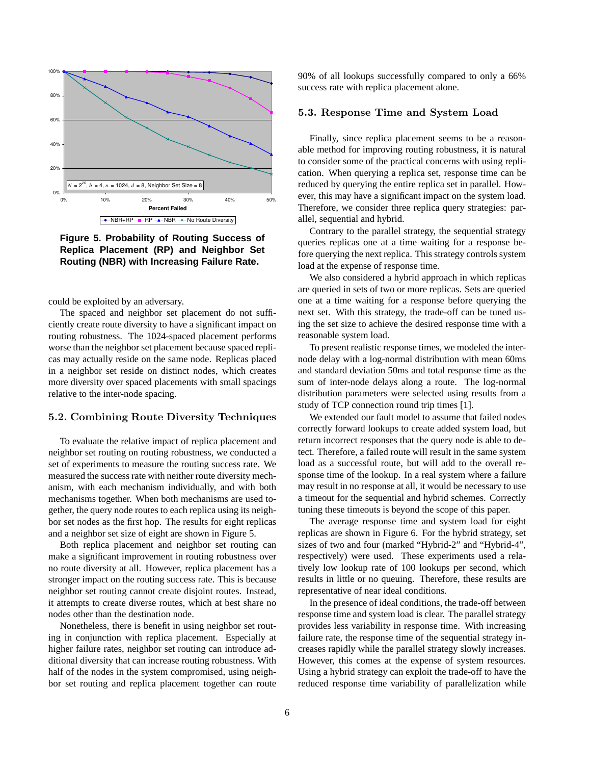**Figure 5. Probability of Routing Success of Replica Placement (RP) and Neighbor Set Routing (NBR) with Increasing Failure Rate.**

could be exploited by an adversary.

The spaced and neighbor set placement do not sufficiently create route diversity to have a significant impact on routing robustness. The 1024-spaced placement performs worse than the neighbor set placement because spaced replicas may actually reside on the same node. Replicas placed in a neighbor set reside on distinct nodes, which creates more diversity over spaced placements with small spacings relative to the inter-node spacing.

### 5.2. Combining Route Diversity Techniques

To evaluate the relative impact of replica placement and neighbor set routing on routing robustness, we conducted a set of experiments to measure the routing success rate. We measured the success rate with neither route diversity mechanism, with each mechanism individually, and with both mechanisms together. When both mechanisms are used together, the query node routes to each replica using its neighbor set nodes as the first hop. The results for eight replicas and a neighbor set size of eight are shown in Figure 5.

Both replica placement and neighbor set routing can make a significant improvement in routing robustness over no route diversity at all. However, replica placement has a stronger impact on the routing success rate. This is because neighbor set routing cannot create disjoint routes. Instead, it attempts to create diverse routes, which at best share no nodes other than the destination node.

Nonetheless, there is benefit in using neighbor set routing in conjunction with replica placement. Especially at higher failure rates, neighbor set routing can introduce additional diversity that can increase routing robustness. With half of the nodes in the system compromised, using neighbor set routing and replica placement together can route 90% of all lookups successfully compared to only a 66% success rate with replica placement alone.

### 5.3. Response Time and System Load

Finally, since replica placement seems to be a reasonable method for improving routing robustness, it is natural to consider some of the practical concerns with using replication. When querying a replica set, response time can be reduced by querying the entire replica set in parallel. However, this may have a significant impact on the system load. Therefore, we consider three replica query strategies: parallel, sequential and hybrid.

Contrary to the parallel strategy, the sequential strategy queries replicas one at a time waiting for a response before querying the next replica. This strategy controls system load at the expense of response time.

We also considered a hybrid approach in which replicas are queried in sets of two or more replicas. Sets are queried one at a time waiting for a response before querying the next set. With this strategy, the trade-off can be tuned using the set size to achieve the desired response time with a reasonable system load.

To present realistic response times, we modeled the inter-node delay with a log-normal distribution with mean 60ms and standard deviation 50ms and total response time as the sum of inter-node delays along a route. The log-normal distribution parameters were selected using results from a study of TCP connection round trip times [1].

We extended our fault model to assume that failed nodes correctly forward lookups to create added system load, but return incorrect responses that the query node is able to detect. Therefore, a failed route will result in the same system load as a successful route, but will add to the overall response time of the lookup. In a real system where a failure may result in no response at all, it would be necessary to use a timeout for the sequential and hybrid schemes. Correctly tuning these timeouts is beyond the scope of this paper.

The average response time and system load for eight replicas are shown in Figure 6. For the hybrid strategy, set sizes of two and four (marked "Hybrid-2" and "Hybrid-4", respectively) were used. These experiments used a relatively low lookup rate of 100 lookups per second, which results in little or no queuing. Therefore, these results are representative of near ideal conditions.

In the presence of ideal conditions, the trade-off between response time and system load is clear. The parallel strategy provides less variability in response time. With increasing failure rate, the response time of the sequential strategy increases rapidly while the parallel strategy slowly increases. However, this comes at the expense of system resources. Using a hybrid strategy can exploit the trade-off to have the reduced response time variability of parallelization while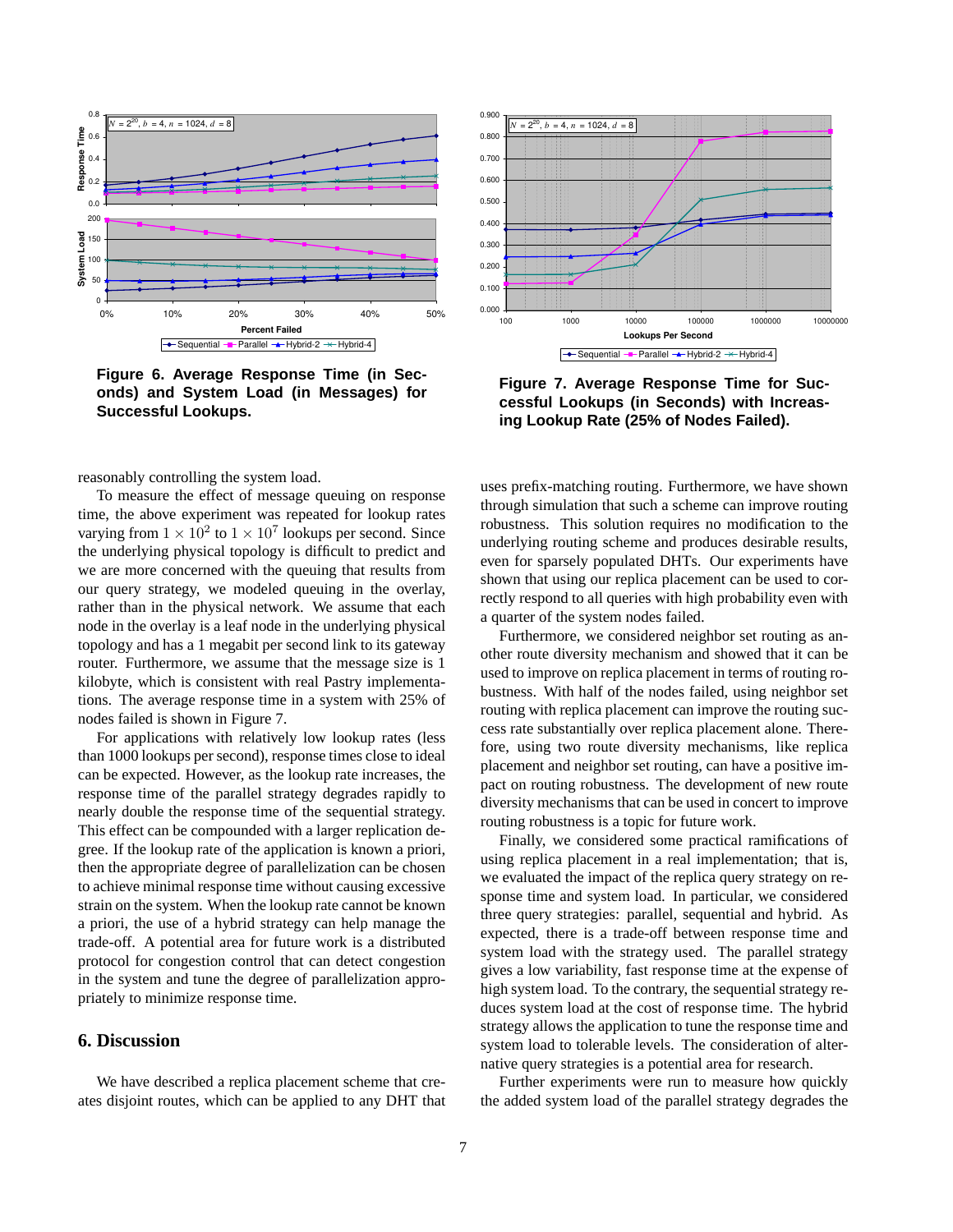**Figure 6. Average Response Time (in Seconds) and System Load (in Messages) for Successful Lookups.**

**Figure 7. Average Response Time for Successful Lookups (in Seconds) with Increasing Lookup Rate (25% of Nodes Failed).**

reasonably controlling the system load.

To measure the effect of message queuing on response time, the above experiment was repeated for lookup rates varying from $1 \times 10^2$ to $1 \times 10^7$ lookups per second. Since the underlying physical topology is difficult to predict and we are more concerned with the queuing that results from our query strategy, we modeled queuing in the overlay, rather than in the physical network. We assume that each node in the overlay is a leaf node in the underlying physical topology and has a 1 megabit per second link to its gateway router. Furthermore, we assume that the message size is 1 kilobyte, which is consistent with real Pastry implementations. The average response time in a system with 25% of nodes failed is shown in Figure 7.

For applications with relatively low lookup rates (less than 1000 lookups per second), response times close to ideal can be expected. However, as the lookup rate increases, the response time of the parallel strategy degrades rapidly to nearly double the response time of the sequential strategy. This effect can be compounded with a larger replication degree. If the lookup rate of the application is known a priori, then the appropriate degree of parallelization can be chosen to achieve minimal response time without causing excessive strain on the system. When the lookup rate cannot be known a priori, the use of a hybrid strategy can help manage the trade-off. A potential area for future work is a distributed protocol for congestion control that can detect congestion in the system and tune the degree of parallelization appropriately to minimize response time.

## 6. Discussion

We have described a replica placement scheme that creates disjoint routes, which can be applied to any DHT that uses prefix-matching routing. Furthermore, we have shown through simulation that such a scheme can improve routing robustness. This solution requires no modification to the underlying routing scheme and produces desirable results, even for sparsely populated DHTs. Our experiments have shown that using our replica placement can be used to correctly respond to all queries with high probability even with a quarter of the system nodes failed.

Furthermore, we considered neighbor set routing as another route diversity mechanism and showed that it can be used to improve on replica placement in terms of routing robustness. With half of the nodes failed, using neighbor set routing with replica placement can improve the routing success rate substantially over replica placement alone. Therefore, using two route diversity mechanisms, like replica placement and neighbor set routing, can have a positive impact on routing robustness. The development of new route diversity mechanisms that can be used in concert to improve routing robustness is a topic for future work.

Finally, we considered some practical ramifications of using replica placement in a real implementation; that is, we evaluated the impact of the replica query strategy on response time and system load. In particular, we considered three query strategies: parallel, sequential and hybrid. As expected, there is a trade-off between response time and system load with the strategy used. The parallel strategy gives a low variability, fast response time at the expense of high system load. To the contrary, the sequential strategy reduces system load at the cost of response time. The hybrid strategy allows the application to tune the response time and system load to tolerable levels. The consideration of alternative query strategies is a potential area for research.

Further experiments were run to measure how quickly the added system load of the parallel strategy degrades the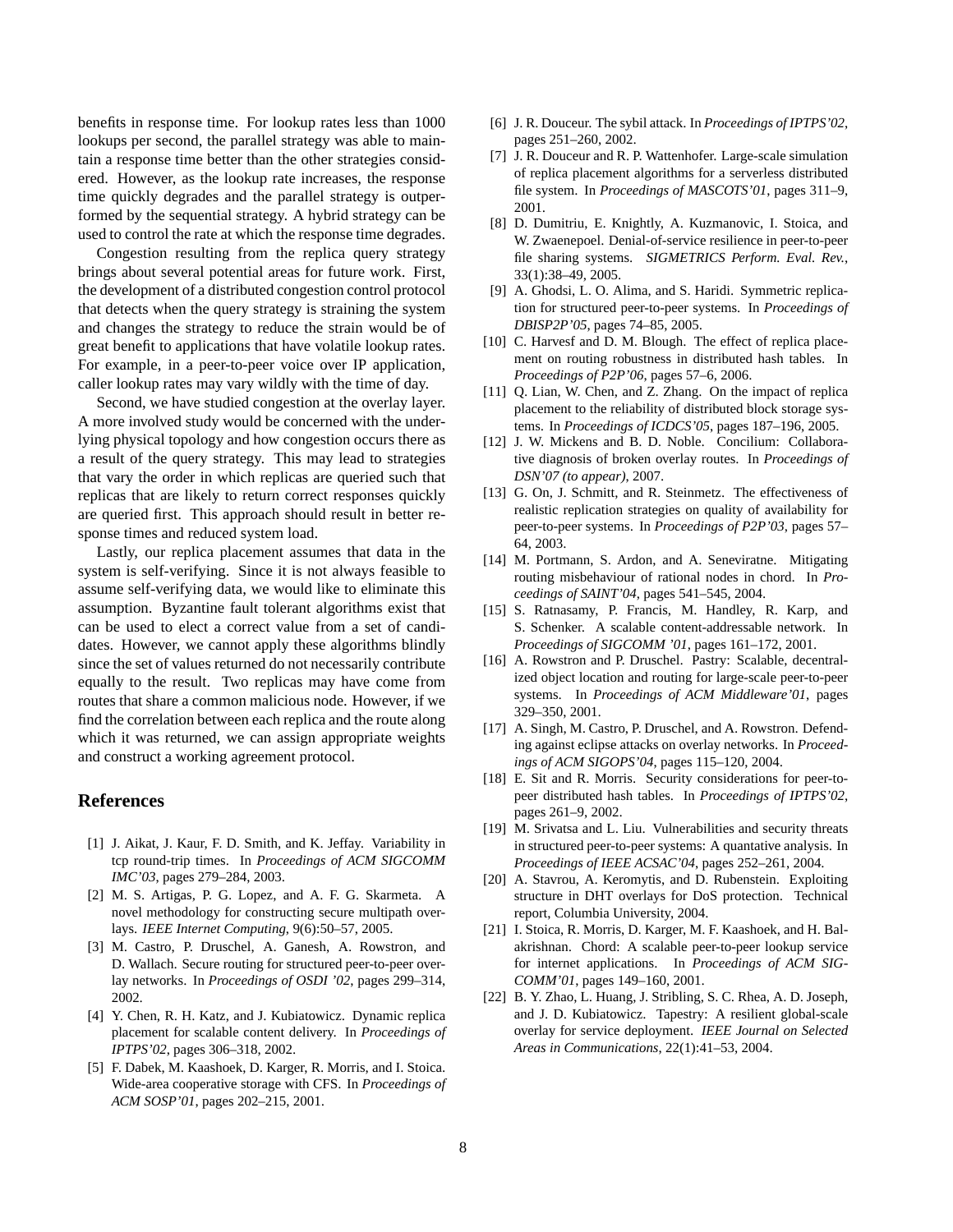benefits in response time. For lookup rates less than 1000 lookups per second, the parallel strategy was able to maintain a response time better than the other strategies considered. However, as the lookup rate increases, the response time quickly degrades and the parallel strategy is outperformed by the sequential strategy. A hybrid strategy can be used to control the rate at which the response time degrades.

Congestion resulting from the replica query strategy brings about several potential areas for future work. First, the development of a distributed congestion control protocol that detects when the query strategy is straining the system and changes the strategy to reduce the strain would be of great benefit to applications that have volatile lookup rates. For example, in a peer-to-peer voice over IP application, caller lookup rates may vary wildly with the time of day.

Second, we have studied congestion at the overlay layer. A more involved study would be concerned with the underlying physical topology and how congestion occurs there as a result of the query strategy. This may lead to strategies that vary the order in which replicas are queried such that replicas that are likely to return correct responses quickly are queried first. This approach should result in better response times and reduced system load.

Lastly, our replica placement assumes that data in the system is self-verifying. Since it is not always feasible to assume self-verifying data, we would like to eliminate this assumption. Byzantine fault tolerant algorithms exist that can be used to elect a correct value from a set of candidates. However, we cannot apply these algorithms blindly since the set of values returned do not necessarily contribute equally to the result. Two replicas may have come from routes that share a common malicious node. However, if we find the correlation between each replica and the route along which it was returned, we can assign appropriate weights and construct a working agreement protocol.

## References

[1] J. Aikat, J. Kaur, F. D. Smith, and K. Jeffay. Variability in tcp round-trip times. In *Proceedings of ACM SIGCOMM IMC'03*, pages 279–284, 2003.

[2] M. S. Artigas, P. G. Lopez, and A. F. G. Skarmeta. A novel methodology for constructing secure multipath overlays. *IEEE Internet Computing*, 9(6):50–57, 2005.

[3] M. Castro, P. Druschel, A. Ganesh, A. Rowstron, and D. Wallach. Secure routing for structured peer-to-peer overlay networks. In *Proceedings of OSDI '02*, pages 299–314, 2002.

[4] Y. Chen, R. H. Katz, and J. Kubiatowicz. Dynamic replica placement for scalable content delivery. In *Proceedings of IPTPS'02*, pages 306–318, 2002.

[5] F. Dabek, M. Kaashoek, D. Karger, R. Morris, and I. Stoica. Wide-area cooperative storage with CFS. In *Proceedings of ACM SOSP'01*, pages 202–215, 2001.

[6] J. R. Douceur. The sybil attack. In *Proceedings of IPTPS'02*, pages 251–260, 2002.

[7] J. R. Douceur and R. P. Wattenhofer. Large-scale simulation of replica placement algorithms for a serverless distributed file system. In *Proceedings of MASCOTS'01*, pages 311–9, 2001.

[8] D. Dumitriu, E. Knightly, A. Kuzmanovic, I. Stoica, and W. Zwaenepoel. Denial-of-service resilience in peer-to-peer file sharing systems. *SIGMETRICS Perform. Eval. Rev.*, 33(1):38–49, 2005.

[9] A. Ghodsi, L. O. Alima, and S. Haridi. Symmetric replication for structured peer-to-peer systems. In *Proceedings of DBISP2P'05*, pages 74–85, 2005.

[10] C. Harvesf and D. M. Blough. The effect of replica placement on routing robustness in distributed hash tables. In *Proceedings of P2P'06*, pages 57–6, 2006.

[11] Q. Lian, W. Chen, and Z. Zhang. On the impact of replica placement to the reliability of distributed block storage systems. In *Proceedings of ICDCS'05*, pages 187–196, 2005.

[12] J. W. Mickens and B. D. Noble. Concilium: Collaborative diagnosis of broken overlay routes. In *Proceedings of DSN'07 (to appear)*, 2007.

[13] G. On, J. Schmitt, and R. Steinmetz. The effectiveness of realistic replication strategies on quality of availability for peer-to-peer systems. In *Proceedings of P2P'03*, pages 57–64, 2003.

[14] M. Portmann, S. Ardon, and A. Seneviratne. Mitigating routing misbehaviour of rational nodes in chord. In *Proceedings of SAINT'04*, pages 541–545, 2004.

[15] S. Ratnasamy, P. Francis, M. Handley, R. Karp, and S. Schenker. A scalable content-addressable network. In *Proceedings of SIGCOMM '01*, pages 161–172, 2001.

[16] A. Rowstron and P. Druschel. Pastry: Scalable, decentralized object location and routing for large-scale peer-to-peer systems. In *Proceedings of ACM Middleware'01*, pages 329–350, 2001.

[17] A. Singh, M. Castro, P. Druschel, and A. Rowstron. Defending against eclipse attacks on overlay networks. In *Proceedings of ACM SIGOPS'04*, pages 115–120, 2004.

[18] E. Sit and R. Morris. Security considerations for peer-to-peer distributed hash tables. In *Proceedings of IPTPS'02*, pages 261–9, 2002.

[19] M. Srivatsa and L. Liu. Vulnerabilities and security threats in structured peer-to-peer systems: A quantative analysis. In *Proceedings of IEEE ACSAC'04*, pages 252–261, 2004.

[20] A. Stavrou, A. Keromytis, and D. Rubenstein. Exploiting structure in DHT overlays for DoS protection. Technical report, Columbia University, 2004.

[21] I. Stoica, R. Morris, D. Karger, M. F. Kaashoek, and H. Balakrishnan. Chord: A scalable peer-to-peer lookup service for internet applications. In *Proceedings of ACM SIGCOMM'01*, pages 149–160, 2001.

[22] B. Y. Zhao, L. Huang, J. Stribling, S. C. Rhea, A. D. Joseph, and J. D. Kubiatowicz. Tapestry: A resilient global-scale overlay for service deployment. *IEEE Journal on Selected Areas in Communications*, 22(1):41–53, 2004.